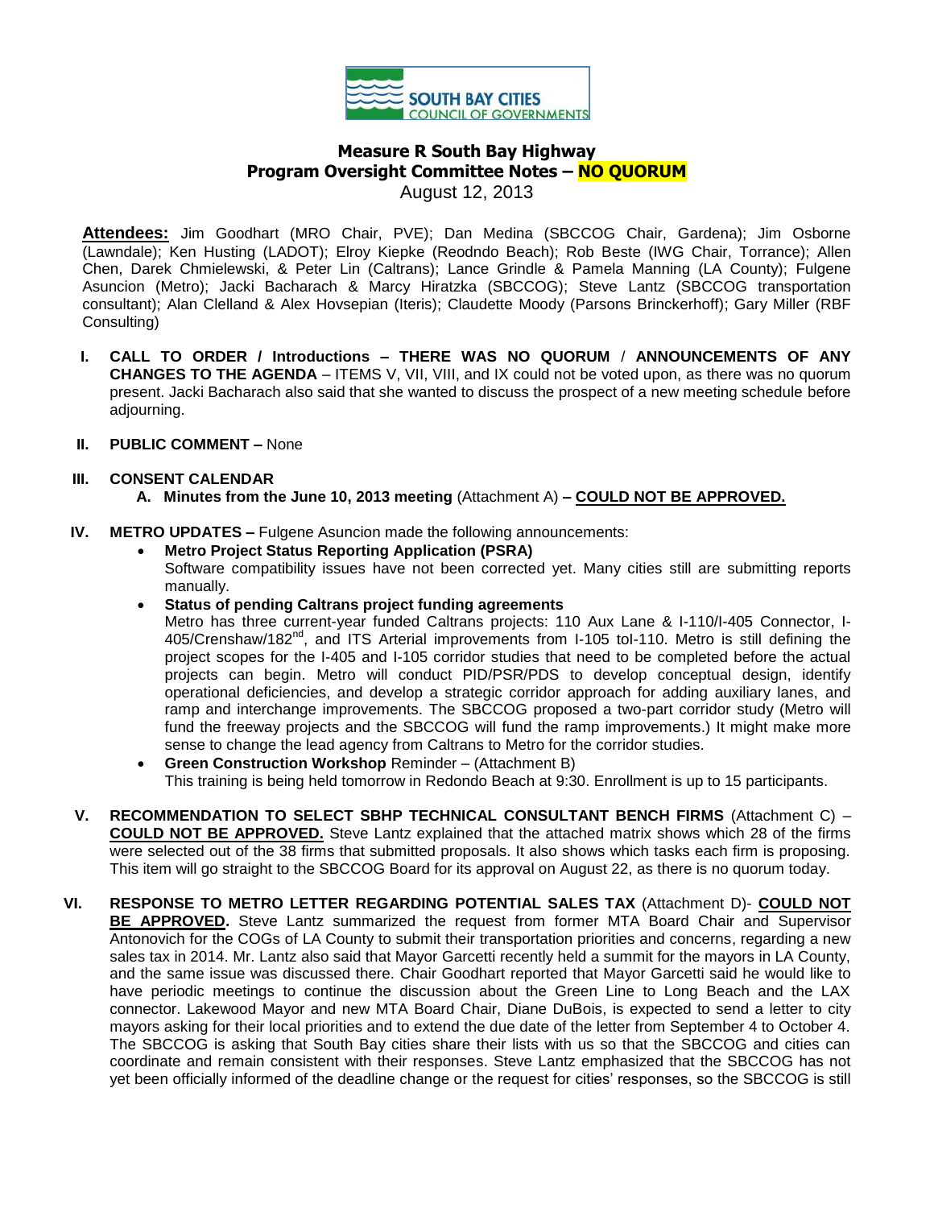SOUTH BAY CITIES COUNCIL OF GOVERNMENTS

# Measure R South Bay Highway Program Oversight Committee Notes – NO QUORUM

August 12, 2013

**Attendees:** Jim Goodhart (MRO Chair, PVE); Dan Medina (SBCCOG Chair, Gardena); Jim Osborne (Lawndale); Ken Husting (LADOT); Elroy Kiepke (Reodndo Beach); Rob Beste (IWG Chair, Torrance); Allen Chen, Darek Chmielewski, & Peter Lin (Caltrans); Lance Grindle & Pamela Manning (LA County); Fulgene Asuncion (Metro); Jacki Bacharach & Marcy Hiratzka (SBCCOG); Steve Lantz (SBCCOG transportation consultant); Alan Clelland & Alex Hovsepian (Iteris); Claudette Moody (Parsons Brinckerhoff); Gary Miller (RBF Consulting)

**I. CALL TO ORDER / Introductions – THERE WAS NO QUORUM / ANNOUNCEMENTS OF ANY CHANGES TO THE AGENDA** – ITEMS V, VII, VIII, and IX could not be voted upon, as there was no quorum present. Jacki Bacharach also said that she wanted to discuss the prospect of a new meeting schedule before adjourning.

**II. PUBLIC COMMENT –** None

**III. CONSENT CALENDAR**

- **A. Minutes from the June 10, 2013 meeting** (Attachment A) **– COULD NOT BE APPROVED.**

**IV. METRO UPDATES –** Fulgene Asuncion made the following announcements:

- **Metro Project Status Reporting Application (PSRA)**
  Software compatibility issues have not been corrected yet. Many cities still are submitting reports manually.
- **Status of pending Caltrans project funding agreements**
  Metro has three current-year funded Caltrans projects: 110 Aux Lane & I-110/I-405 Connector, I-405/Crenshaw/182[nd], and ITS Arterial improvements from I-105 toI-110. Metro is still defining the project scopes for the I-405 and I-105 corridor studies that need to be completed before the actual projects can begin. Metro will conduct PID/PSR/PDS to develop conceptual design, identify operational deficiencies, and develop a strategic corridor approach for adding auxiliary lanes, and ramp and interchange improvements. The SBCCOG proposed a two-part corridor study (Metro will fund the freeway projects and the SBCCOG will fund the ramp improvements.) It might make more sense to change the lead agency from Caltrans to Metro for the corridor studies.
- **Green Construction Workshop** Reminder – (Attachment B)
  This training is being held tomorrow in Redondo Beach at 9:30. Enrollment is up to 15 participants.

**V. RECOMMENDATION TO SELECT SBHP TECHNICAL CONSULTANT BENCH FIRMS** (Attachment C) – **COULD NOT BE APPROVED.** Steve Lantz explained that the attached matrix shows which 28 of the firms were selected out of the 38 firms that submitted proposals. It also shows which tasks each firm is proposing. This item will go straight to the SBCCOG Board for its approval on August 22, as there is no quorum today.

**VI. RESPONSE TO METRO LETTER REGARDING POTENTIAL SALES TAX** (Attachment D)- **COULD NOT BE APPROVED.** Steve Lantz summarized the request from former MTA Board Chair and Supervisor Antonovich for the COGs of LA County to submit their transportation priorities and concerns, regarding a new sales tax in 2014. Mr. Lantz also said that Mayor Garcetti recently held a summit for the mayors in LA County, and the same issue was discussed there. Chair Goodhart reported that Mayor Garcetti said he would like to have periodic meetings to continue the discussion about the Green Line to Long Beach and the LAX connector. Lakewood Mayor and new MTA Board Chair, Diane DuBois, is expected to send a letter to city mayors asking for their local priorities and to extend the due date of the letter from September 4 to October 4. The SBCCOG is asking that South Bay cities share their lists with us so that the SBCCOG and cities can coordinate and remain consistent with their responses. Steve Lantz emphasized that the SBCCOG has not yet been officially informed of the deadline change or the request for cities' responses, so the SBCCOG is still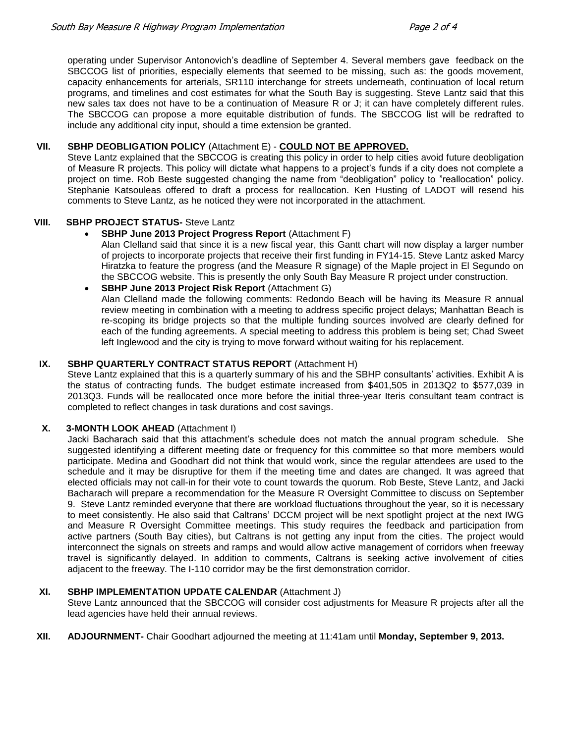operating under Supervisor Antonovich's deadline of September 4. Several members gave feedback on the SBCCOG list of priorities, especially elements that seemed to be missing, such as: the goods movement, capacity enhancements for arterials, SR110 interchange for streets underneath, continuation of local return programs, and timelines and cost estimates for what the South Bay is suggesting. Steve Lantz said that this new sales tax does not have to be a continuation of Measure R or J; it can have completely different rules. The SBCCOG can propose a more equitable distribution of funds. The SBCCOG list will be redrafted to include any additional city input, should a time extension be granted.

**VII. SBHP DEOBLIGATION POLICY** (Attachment E) - **COULD NOT BE APPROVED.**

Steve Lantz explained that the SBCCOG is creating this policy in order to help cities avoid future deobligation of Measure R projects. This policy will dictate what happens to a project's funds if a city does not complete a project on time. Rob Beste suggested changing the name from "deobligation" policy to "reallocation" policy. Stephanie Katsouleas offered to draft a process for reallocation. Ken Husting of LADOT will resend his comments to Steve Lantz, as he noticed they were not incorporated in the attachment.

**VIII. SBHP PROJECT STATUS-** Steve Lantz

- **SBHP June 2013 Project Progress Report** (Attachment F)
  Alan Clelland said that since it is a new fiscal year, this Gantt chart will now display a larger number of projects to incorporate projects that receive their first funding in FY14-15. Steve Lantz asked Marcy Hiratzka to feature the progress (and the Measure R signage) of the Maple project in El Segundo on the SBCCOG website. This is presently the only South Bay Measure R project under construction.
- **SBHP June 2013 Project Risk Report** (Attachment G)
  Alan Clelland made the following comments: Redondo Beach will be having its Measure R annual review meeting in combination with a meeting to address specific project delays; Manhattan Beach is re-scoping its bridge projects so that the multiple funding sources involved are clearly defined for each of the funding agreements. A special meeting to address this problem is being set; Chad Sweet left Inglewood and the city is trying to move forward without waiting for his replacement.

**IX. SBHP QUARTERLY CONTRACT STATUS REPORT** (Attachment H)

Steve Lantz explained that this is a quarterly summary of his and the SBHP consultants' activities. Exhibit A is the status of contracting funds. The budget estimate increased from $401,505 in 2013Q2 to $577,039 in 2013Q3. Funds will be reallocated once more before the initial three-year Iteris consultant team contract is completed to reflect changes in task durations and cost savings.

**X. 3-MONTH LOOK AHEAD** (Attachment I)

Jacki Bacharach said that this attachment's schedule does not match the annual program schedule. She suggested identifying a different meeting date or frequency for this committee so that more members would participate. Medina and Goodhart did not think that would work, since the regular attendees are used to the schedule and it may be disruptive for them if the meeting time and dates are changed. It was agreed that elected officials may not call-in for their vote to count towards the quorum. Rob Beste, Steve Lantz, and Jacki Bacharach will prepare a recommendation for the Measure R Oversight Committee to discuss on September 9. Steve Lantz reminded everyone that there are workload fluctuations throughout the year, so it is necessary to meet consistently. He also said that Caltrans' DCCM project will be next spotlight project at the next IWG and Measure R Oversight Committee meetings. This study requires the feedback and participation from active partners (South Bay cities), but Caltrans is not getting any input from the cities. The project would interconnect the signals on streets and ramps and would allow active management of corridors when freeway travel is significantly delayed. In addition to comments, Caltrans is seeking active involvement of cities adjacent to the freeway. The I-110 corridor may be the first demonstration corridor.

**XI. SBHP IMPLEMENTATION UPDATE CALENDAR** (Attachment J)

Steve Lantz announced that the SBCCOG will consider cost adjustments for Measure R projects after all the lead agencies have held their annual reviews.

**XII. ADJOURNMENT-** Chair Goodhart adjourned the meeting at 11:41am until **Monday, September 9, 2013.**